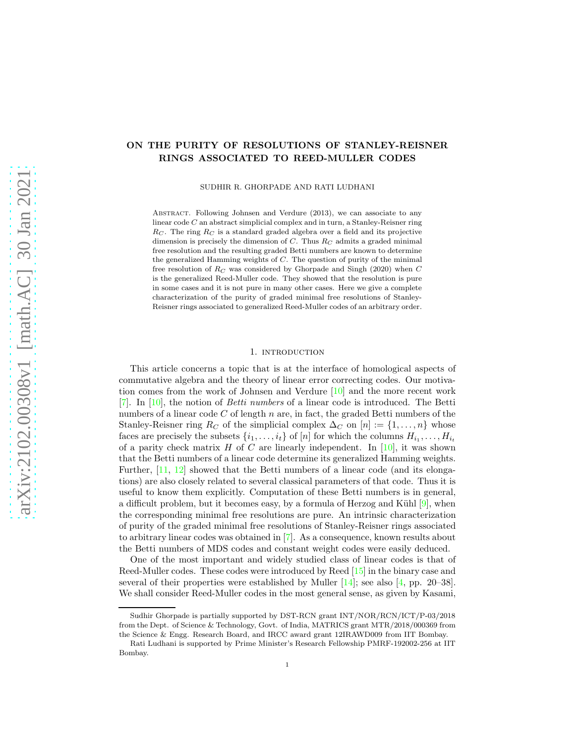# ON THE PURITY OF RESOLUTIONS OF STANLEY-REISNER RINGS ASSOCIATED TO REED-MULLER CODES

SUDHIR R. GHORPADE AND RATI LUDHANI

Abstract. Following Johnsen and Verdure (2013), we can associate to any linear code $C$ an abstract simplicial complex and in turn, a Stanley-Reisner ring $R_C$. The ring $R_C$ is a standard graded algebra over a field and its projective dimension is precisely the dimension of $C$. Thus $R_C$ admits a graded minimal free resolution and the resulting graded Betti numbers are known to determine the generalized Hamming weights of $C$. The question of purity of the minimal free resolution of $R_C$ was considered by Ghorpade and Singh (2020) when $C$ is the generalized Reed-Muller code. They showed that the resolution is pure in some cases and it is not pure in many other cases. Here we give a complete characterization of the purity of graded minimal free resolutions of Stanley-Reisner rings associated to generalized Reed-Muller codes of an arbitrary order.

## 1. Introduction

This article concerns a topic that is at the interface of homological aspects of commutative algebra and the theory of linear error correcting codes. Our motivation comes from the work of Johnsen and Verdure [10] and the more recent work [7]. In [10], the notion of *Betti numbers* of a linear code is introduced. The Betti numbers of a linear code $C$ of length $n$ are, in fact, the graded Betti numbers of the Stanley-Reisner ring $R_C$ of the simplicial complex $\Delta_C$ on $[n] := \{1, \dots, n\}$ whose faces are precisely the subsets $\{i_1, \dots, i_t\}$ of $[n]$ for which the columns $H_{i_1}, \dots, H_{i_t}$ of a parity check matrix $H$ of $C$ are linearly independent. In [10], it was shown that the Betti numbers of a linear code determine its generalized Hamming weights. Further, [11, 12] showed that the Betti numbers of a linear code (and its elongations) are also closely related to several classical parameters of that code. Thus it is useful to know them explicitly. Computation of these Betti numbers is in general, a difficult problem, but it becomes easy, by a formula of Herzog and Kühl [9], when the corresponding minimal free resolutions are pure. An intrinsic characterization of purity of the graded minimal free resolutions of Stanley-Reisner rings associated to arbitrary linear codes was obtained in [7]. As a consequence, known results about the Betti numbers of MDS codes and constant weight codes were easily deduced.

One of the most important and widely studied class of linear codes is that of Reed-Muller codes. These codes were introduced by Reed [15] in the binary case and several of their properties were established by Muller [14]; see also [4, pp. 20–38]. We shall consider Reed-Muller codes in the most general sense, as given by Kasami,

---

Sudhir Ghorpade is partially supported by DST-RCN grant INT/NOR/RCN/ICT/P-03/2018 from the Dept. of Science & Technology, Govt. of India, MATRICS grant MTR/2018/000369 from the Science & Engg. Research Board, and IRCC award grant 12IRAWD009 from IIT Bombay.

Rati Ludhani is supported by Prime Minister's Research Fellowship PMRF-192002-256 at IIT Bombay.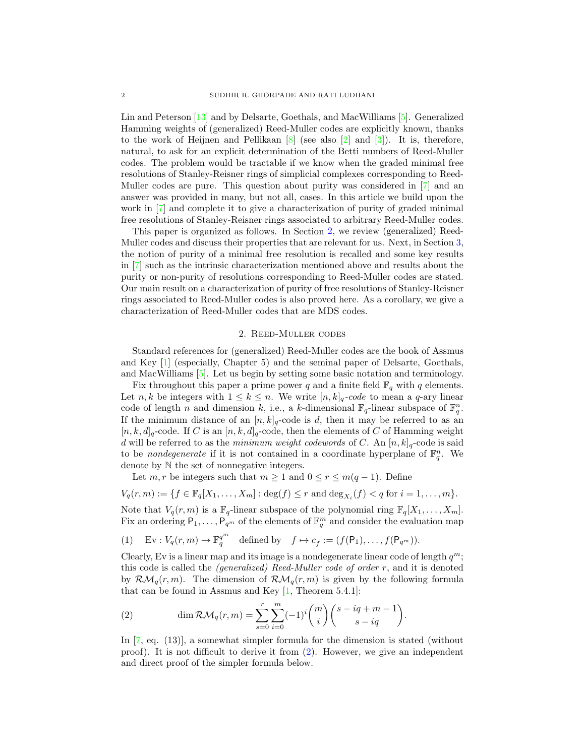Lin and Peterson [13] and by Delsarte, Goethals, and MacWilliams [5]. Generalized Hamming weights of (generalized) Reed-Muller codes are explicitly known, thanks to the work of Heijnen and Pellikaan [8] (see also [2] and [3]). It is, therefore, natural, to ask for an explicit determination of the Betti numbers of Reed-Muller codes. The problem would be tractable if we know when the graded minimal free resolutions of Stanley-Reisner rings of simplicial complexes corresponding to Reed-Muller codes are pure. This question about purity was considered in [7] and an answer was provided in many, but not all, cases. In this article we build upon the work in [7] and complete it to give a characterization of purity of graded minimal free resolutions of Stanley-Reisner rings associated to arbitrary Reed-Muller codes.

This paper is organized as follows. In Section 2, we review (generalized) Reed-Muller codes and discuss their properties that are relevant for us. Next, in Section 3, the notion of purity of a minimal free resolution is recalled and some key results in [7] such as the intrinsic characterization mentioned above and results about the purity or non-purity of resolutions corresponding to Reed-Muller codes are stated. Our main result on a characterization of purity of free resolutions of Stanley-Reisner rings associated to Reed-Muller codes is also proved here. As a corollary, we give a characterization of Reed-Muller codes that are MDS codes.

## 2. Reed-Muller codes

Standard references for (generalized) Reed-Muller codes are the book of Assmus and Key [1] (especially, Chapter 5) and the seminal paper of Delsarte, Goethals, and MacWilliams [5]. Let us begin by setting some basic notation and terminology.

Fix throughout this paper a prime power $q$ and a finite field $\mathbb{F}_q$ with $q$ elements. Let $n, k$ be integers with $1 \leq k \leq n$. We write $[n,k]_q$*-code* to mean a $q$-ary linear code of length $n$ and dimension $k$, i.e., a $k$-dimensional $\mathbb{F}_q$-linear subspace of $\mathbb{F}_q^n$. If the minimum distance of an $[n,k]_q$-code is $d$, then it may be referred to as an $[n,k,d]_q$-code. If $C$ is an $[n,k,d]_q$-code, then the elements of $C$ of Hamming weight $d$ will be referred to as the *minimum weight codewords* of $C$. An $[n,k]_q$-code is said to be *nondegenerate* if it is not contained in a coordinate hyperplane of $\mathbb{F}_q^n$. We denote by $\mathbb{N}$ the set of nonnegative integers.

Let $m, r$ be integers such that $m \geq 1$ and $0 \leq r \leq m(q-1)$. Define

$$V_q(r,m) := \{f \in \mathbb{F}_q[X_1, \ldots, X_m] : \deg(f) \leq r \text{ and } \deg_{X_i}(f) < q \text{ for } i = 1, \ldots, m\}.$$

Note that $V_q(r,m)$ is a $\mathbb{F}_q$-linear subspace of the polynomial ring $\mathbb{F}_q[X_1, \ldots, X_m]$. Fix an ordering $\mathsf{P}_1, \ldots, \mathsf{P}_{q^m}$ of the elements of $\mathbb{F}_q^m$ and consider the evaluation map

$$\text{(1)} \quad \mathrm{Ev} : V_q(r,m) \to \mathbb{F}_q^{q^m} \quad \text{defined by} \quad f \mapsto c_f := (f(\mathsf{P}_1), \ldots, f(\mathsf{P}_{q^m})).$$

Clearly, Ev is a linear map and its image is a nondegenerate linear code of length $q^m$; this code is called the *(generalized) Reed-Muller code of order* $r$, and it is denoted by $\mathcal{RM}_q(r,m)$. The dimension of $\mathcal{RM}_q(r,m)$ is given by the following formula that can be found in Assmus and Key [1, Theorem 5.4.1]:

$$\text{(2)} \qquad \dim \mathcal{RM}_q(r,m) = \sum_{s=0}^{r} \sum_{i=0}^{m} (-1)^i \binom{m}{i} \binom{s - iq + m - 1}{s - iq}.$$

In [7, eq. (13)], a somewhat simpler formula for the dimension is stated (without proof). It is not difficult to derive it from (2). However, we give an independent and direct proof of the simpler formula below.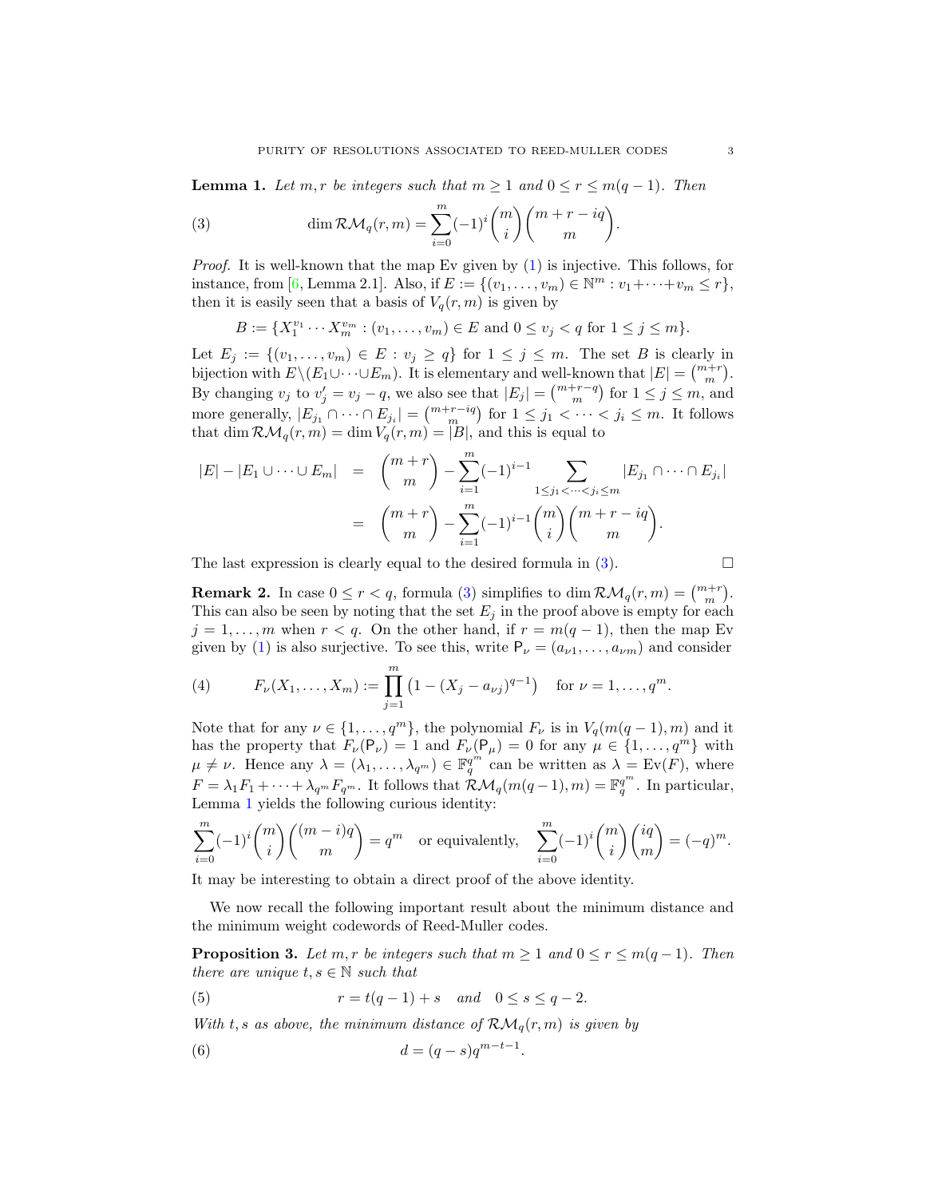**Lemma 1.** *Let $m, r$ be integers such that $m \geq 1$ and $0 \leq r \leq m(q-1)$. Then*

$$\dim \mathcal{RM}_q(r,m) = \sum_{i=0}^{m} (-1)^i \binom{m}{i} \binom{m+r-iq}{m}. \tag{3}$$

*Proof.* It is well-known that the map Ev given by (1) is injective. This follows, for instance, from [6, Lemma 2.1]. Also, if $E := \{(v_1, \dots, v_m) \in \mathbb{N}^m : v_1 + \cdots + v_m \leq r\}$, then it is easily seen that a basis of $V_q(r,m)$ is given by

$$B := \{X_1^{v_1} \cdots X_m^{v_m} : (v_1, \dots, v_m) \in E \text{ and } 0 \leq v_j < q \text{ for } 1 \leq j \leq m\}.$$

Let $E_j := \{(v_1, \dots, v_m) \in E : v_j \geq q\}$ for $1 \leq j \leq m$. The set $B$ is clearly in bijection with $E \setminus (E_1 \cup \cdots \cup E_m)$. It is elementary and well-known that $|E| = \binom{m+r}{m}$. By changing $v_j$ to $v_j' = v_j - q$, we also see that $|E_j| = \binom{m+r-q}{m}$ for $1 \leq j \leq m$, and more generally, $|E_{j_1} \cap \cdots \cap E_{j_i}| = \binom{m+r-iq}{m}$ for $1 \leq j_1 < \cdots < j_i \leq m$. It follows that $\dim \mathcal{RM}_q(r,m) = \dim V_q(r,m) = |B|$, and this is equal to

$$\begin{aligned}
|E| - |E_1 \cup \cdots \cup E_m| &= \binom{m+r}{m} - \sum_{i=1}^{m} (-1)^{i-1} \sum_{1 \leq j_1 < \cdots < j_i \leq m} |E_{j_1} \cap \cdots \cap E_{j_i}| \\
&= \binom{m+r}{m} - \sum_{i=1}^{m} (-1)^{i-1} \binom{m}{i} \binom{m+r-iq}{m}.
\end{aligned}$$

The last expression is clearly equal to the desired formula in (3). $\square$

**Remark 2.** In case $0 \leq r < q$, formula (3) simplifies to $\dim \mathcal{RM}_q(r,m) = \binom{m+r}{m}$. This can also be seen by noting that the set $E_j$ in the proof above is empty for each $j = 1, \dots, m$ when $r < q$. On the other hand, if $r = m(q-1)$, then the map Ev given by (1) is also surjective. To see this, write $\mathsf{P}_\nu = (a_{\nu 1}, \dots, a_{\nu m})$ and consider

$$F_\nu(X_1, \dots, X_m) := \prod_{j=1}^{m} \left(1 - (X_j - a_{\nu j})^{q-1}\right) \quad \text{for } \nu = 1, \dots, q^m. \tag{4}$$

Note that for any $\nu \in \{1, \dots, q^m\}$, the polynomial $F_\nu$ is in $V_q(m(q-1), m)$ and it has the property that $F_\nu(\mathsf{P}_\nu) = 1$ and $F_\nu(\mathsf{P}_\mu) = 0$ for any $\mu \in \{1, \dots, q^m\}$ with $\mu \neq \nu$. Hence any $\lambda = (\lambda_1, \dots, \lambda_{q^m}) \in \mathbb{F}_q^{q^m}$ can be written as $\lambda = \mathrm{Ev}(F)$, where $F = \lambda_1 F_1 + \cdots + \lambda_{q^m} F_{q^m}$. It follows that $\mathcal{RM}_q(m(q-1), m) = \mathbb{F}_q^{q^m}$. In particular, Lemma 1 yields the following curious identity:

$$\sum_{i=0}^{m} (-1)^i \binom{m}{i} \binom{(m-i)q}{m} = q^m \quad \text{or equivalently,} \quad \sum_{i=0}^{m} (-1)^i \binom{m}{i} \binom{iq}{m} = (-q)^m.$$

It may be interesting to obtain a direct proof of the above identity.

We now recall the following important result about the minimum distance and the minimum weight codewords of Reed-Muller codes.

**Proposition 3.** *Let $m, r$ be integers such that $m \geq 1$ and $0 \leq r \leq m(q-1)$. Then there are unique $t, s \in \mathbb{N}$ such that*

$$r = t(q-1) + s \quad \text{and} \quad 0 \leq s \leq q-2. \tag{5}$$

*With $t, s$ as above, the minimum distance of $\mathcal{RM}_q(r,m)$ is given by*

$$d = (q-s)q^{m-t-1}. \tag{6}$$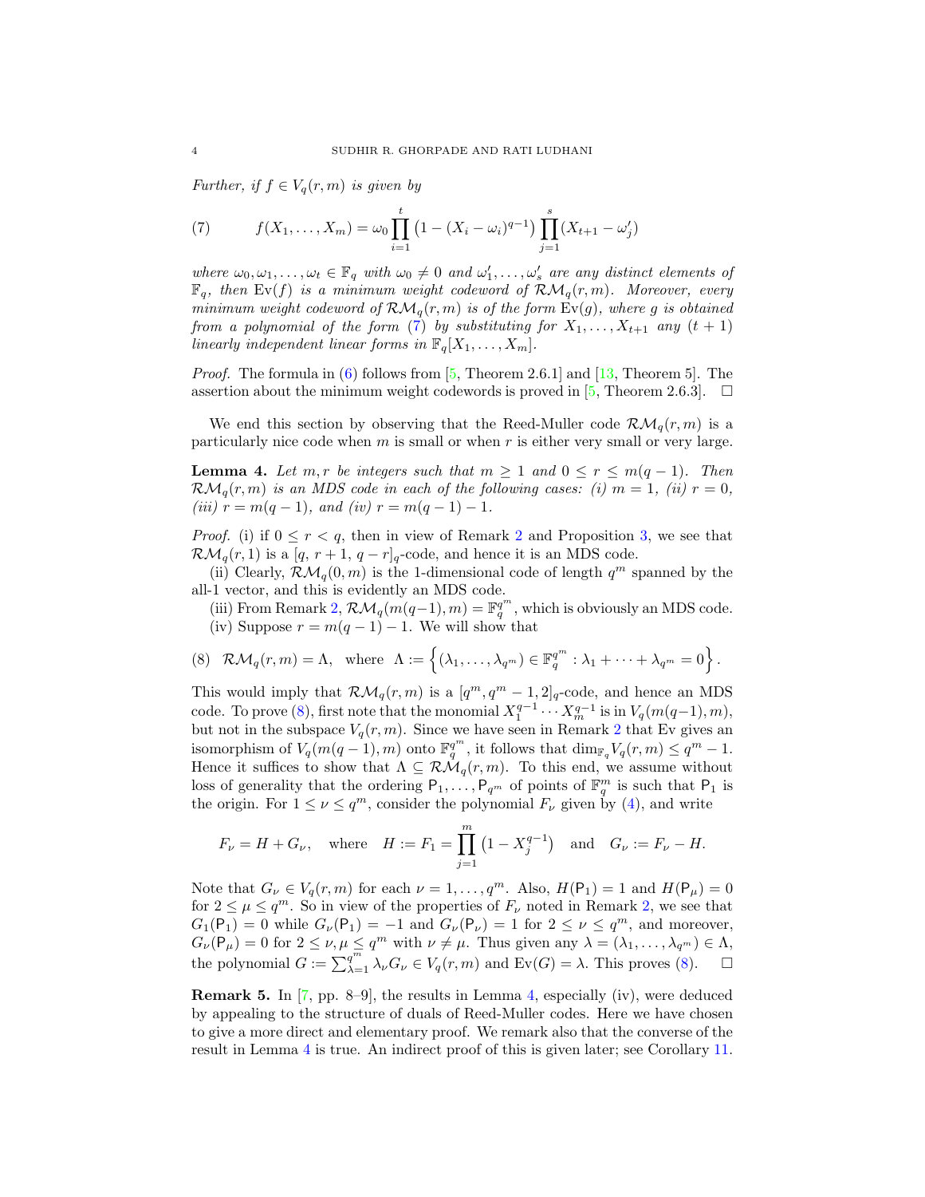*Further, if $f \in V_q(r,m)$ is given by*

$$f(X_1,\dots,X_m) = \omega_0 \prod_{i=1}^{t}\left(1-(X_i-\omega_i)^{q-1}\right)\prod_{j=1}^{s}(X_{t+1}-\omega'_j) \tag{7}$$

*where $\omega_0, \omega_1, \dots, \omega_t \in \mathbb{F}_q$ with $\omega_0 \neq 0$ and $\omega'_1, \dots, \omega'_s$ are any distinct elements of $\mathbb{F}_q$, then $\mathrm{Ev}(f)$ is a minimum weight codeword of $\mathcal{RM}_q(r,m)$. Moreover, every minimum weight codeword of $\mathcal{RM}_q(r,m)$ is of the form $\mathrm{Ev}(g)$, where $g$ is obtained from a polynomial of the form (7) by substituting for $X_1, \dots, X_{t+1}$ any $(t+1)$ linearly independent linear forms in $\mathbb{F}_q[X_1,\dots,X_m]$.*

*Proof.* The formula in (6) follows from [5, Theorem 2.6.1] and [13, Theorem 5]. The assertion about the minimum weight codewords is proved in [5, Theorem 2.6.3]. $\square$

We end this section by observing that the Reed-Muller code $\mathcal{RM}_q(r,m)$ is a particularly nice code when $m$ is small or when $r$ is either very small or very large.

**Lemma 4.** *Let $m, r$ be integers such that $m \geq 1$ and $0 \leq r \leq m(q-1)$. Then $\mathcal{RM}_q(r,m)$ is an MDS code in each of the following cases: (i) $m = 1$, (ii) $r = 0$, (iii) $r = m(q-1)$, and (iv) $r = m(q-1)-1$.*

*Proof.* (i) if $0 \leq r < q$, then in view of Remark 2 and Proposition 3, we see that $\mathcal{RM}_q(r,1)$ is a $[q,\, r+1,\, q-r]_q$-code, and hence it is an MDS code.

(ii) Clearly, $\mathcal{RM}_q(0,m)$ is the 1-dimensional code of length $q^m$ spanned by the all-1 vector, and this is evidently an MDS code.

(iii) From Remark 2, $\mathcal{RM}_q(m(q-1),m) = \mathbb{F}_q^{q^m}$, which is obviously an MDS code.

(iv) Suppose $r = m(q-1)-1$. We will show that

$$\mathcal{RM}_q(r,m) = \Lambda, \quad \text{where} \quad \Lambda := \left\{(\lambda_1,\dots,\lambda_{q^m}) \in \mathbb{F}_q^{q^m} : \lambda_1 + \cdots + \lambda_{q^m} = 0\right\}. \tag{8}$$

This would imply that $\mathcal{RM}_q(r,m)$ is a $[q^m, q^m-1, 2]_q$-code, and hence an MDS code. To prove (8), first note that the monomial $X_1^{q-1}\cdots X_m^{q-1}$ is in $V_q(m(q-1),m)$, but not in the subspace $V_q(r,m)$. Since we have seen in Remark 2 that Ev gives an isomorphism of $V_q(m(q-1),m)$ onto $\mathbb{F}_q^{q^m}$, it follows that $\dim_{\mathbb{F}_q} V_q(r,m) \leq q^m - 1$. Hence it suffices to show that $\Lambda \subseteq \mathcal{RM}_q(r,m)$. To this end, we assume without loss of generality that the ordering $\mathsf{P}_1,\dots,\mathsf{P}_{q^m}$ of points of $\mathbb{F}_q^m$ is such that $\mathsf{P}_1$ is the origin. For $1 \leq \nu \leq q^m$, consider the polynomial $F_\nu$ given by (4), and write

$$F_\nu = H + G_\nu, \quad \text{where} \quad H := F_1 = \prod_{j=1}^{m}\left(1 - X_j^{q-1}\right) \quad \text{and} \quad G_\nu := F_\nu - H.$$

Note that $G_\nu \in V_q(r,m)$ for each $\nu = 1,\dots,q^m$. Also, $H(\mathsf{P}_1) = 1$ and $H(\mathsf{P}_\mu) = 0$ for $2 \leq \mu \leq q^m$. So in view of the properties of $F_\nu$ noted in Remark 2, we see that $G_1(\mathsf{P}_1) = 0$ while $G_\nu(\mathsf{P}_1) = -1$ and $G_\nu(\mathsf{P}_\nu) = 1$ for $2 \leq \nu \leq q^m$, and moreover, $G_\nu(\mathsf{P}_\mu) = 0$ for $2 \leq \nu, \mu \leq q^m$ with $\nu \neq \mu$. Thus given any $\lambda = (\lambda_1,\dots,\lambda_{q^m}) \in \Lambda$, the polynomial $G := \sum_{\lambda=1}^{q^m} \lambda_\nu G_\nu \in V_q(r,m)$ and $\mathrm{Ev}(G) = \lambda$. This proves (8). $\square$

**Remark 5.** In [7, pp. 8–9], the results in Lemma 4, especially (iv), were deduced by appealing to the structure of duals of Reed-Muller codes. Here we have chosen to give a more direct and elementary proof. We remark also that the converse of the result in Lemma 4 is true. An indirect proof of this is given later; see Corollary 11.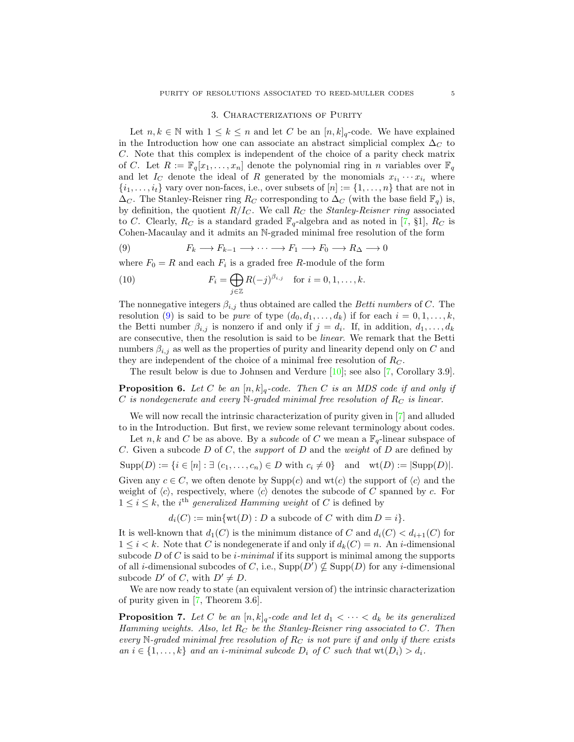## 3. Characterizations of Purity

Let $n, k \in \mathbb{N}$ with $1 \le k \le n$ and let $C$ be an $[n,k]_q$-code. We have explained in the Introduction how one can associate an abstract simplicial complex $\Delta_C$ to $C$. Note that this complex is independent of the choice of a parity check matrix of $C$. Let $R := \mathbb{F}_q[x_1, \ldots, x_n]$ denote the polynomial ring in $n$ variables over $\mathbb{F}_q$ and let $I_C$ denote the ideal of $R$ generated by the monomials $x_{i_1} \cdots x_{i_t}$ where $\{i_1, \ldots, i_t\}$ vary over non-faces, i.e., over subsets of $[n] := \{1, \ldots, n\}$ that are not in $\Delta_C$. The Stanley-Reisner ring $R_C$ corresponding to $\Delta_C$ (with the base field $\mathbb{F}_q$) is, by definition, the quotient $R/I_C$. We call $R_C$ the *Stanley-Reisner ring* associated to $C$. Clearly, $R_C$ is a standard graded $\mathbb{F}_q$-algebra and as noted in [7, §1], $R_C$ is Cohen-Macaulay and it admits an $\mathbb{N}$-graded minimal free resolution of the form

$$F_k \longrightarrow F_{k-1} \longrightarrow \cdots \longrightarrow F_1 \longrightarrow F_0 \longrightarrow R_\Delta \longrightarrow 0 \tag{9}$$

where $F_0 = R$ and each $F_i$ is a graded free $R$-module of the form

$$F_i = \bigoplus_{j \in \mathbb{Z}} R(-j)^{\beta_{i,j}} \quad \text{for } i = 0, 1, \ldots, k. \tag{10}$$

The nonnegative integers $\beta_{i,j}$ thus obtained are called the *Betti numbers* of $C$. The resolution (9) is said to be *pure* of type $(d_0, d_1, \ldots, d_k)$ if for each $i = 0, 1, \ldots, k$, the Betti number $\beta_{i,j}$ is nonzero if and only if $j = d_i$. If, in addition, $d_1, \ldots, d_k$ are consecutive, then the resolution is said to be *linear*. We remark that the Betti numbers $\beta_{i,j}$ as well as the properties of purity and linearity depend only on $C$ and they are independent of the choice of a minimal free resolution of $R_C$.

The result below is due to Johnsen and Verdure [10]; see also [7, Corollary 3.9].

**Proposition 6.** *Let $C$ be an $[n,k]_q$-code. Then $C$ is an MDS code if and only if $C$ is nondegenerate and every $\mathbb{N}$-graded minimal free resolution of $R_C$ is linear.*

We will now recall the intrinsic characterization of purity given in [7] and alluded to in the Introduction. But first, we review some relevant terminology about codes.

Let $n, k$ and $C$ be as above. By a *subcode* of $C$ we mean a $\mathbb{F}_q$-linear subspace of $C$. Given a subcode $D$ of $C$, the *support* of $D$ and the *weight* of $D$ are defined by

$$\mathrm{Supp}(D) := \{i \in [n] : \exists\ (c_1, \ldots, c_n) \in D \text{ with } c_i \neq 0\} \quad \text{and} \quad \mathrm{wt}(D) := |\mathrm{Supp}(D)|.$$

Given any $c \in C$, we often denote by $\mathrm{Supp}(c)$ and $\mathrm{wt}(c)$ the support of $\langle c \rangle$ and the weight of $\langle c \rangle$, respectively, where $\langle c \rangle$ denotes the subcode of $C$ spanned by $c$. For $1 \le i \le k$, the $i^{\text{th}}$ *generalized Hamming weight* of $C$ is defined by

$$d_i(C) := \min\{\mathrm{wt}(D) : D \text{ a subcode of } C \text{ with } \dim D = i\}.$$

It is well-known that $d_1(C)$ is the minimum distance of $C$ and $d_i(C) < d_{i+1}(C)$ for $1 \le i < k$. Note that $C$ is nondegenerate if and only if $d_k(C) = n$. An $i$-dimensional subcode $D$ of $C$ is said to be *$i$-minimal* if its support is minimal among the supports of all $i$-dimensional subcodes of $C$, i.e., $\mathrm{Supp}(D') \not\subseteq \mathrm{Supp}(D)$ for any $i$-dimensional subcode $D'$ of $C$, with $D' \neq D$.

We are now ready to state (an equivalent version of) the intrinsic characterization of purity given in [7, Theorem 3.6].

**Proposition 7.** *Let $C$ be an $[n,k]_q$-code and let $d_1 < \cdots < d_k$ be its generalized Hamming weights. Also, let $R_C$ be the Stanley-Reisner ring associated to $C$. Then every $\mathbb{N}$-graded minimal free resolution of $R_C$ is not pure if and only if there exists an $i \in \{1, \ldots, k\}$ and an $i$-minimal subcode $D_i$ of $C$ such that $\mathrm{wt}(D_i) > d_i$.*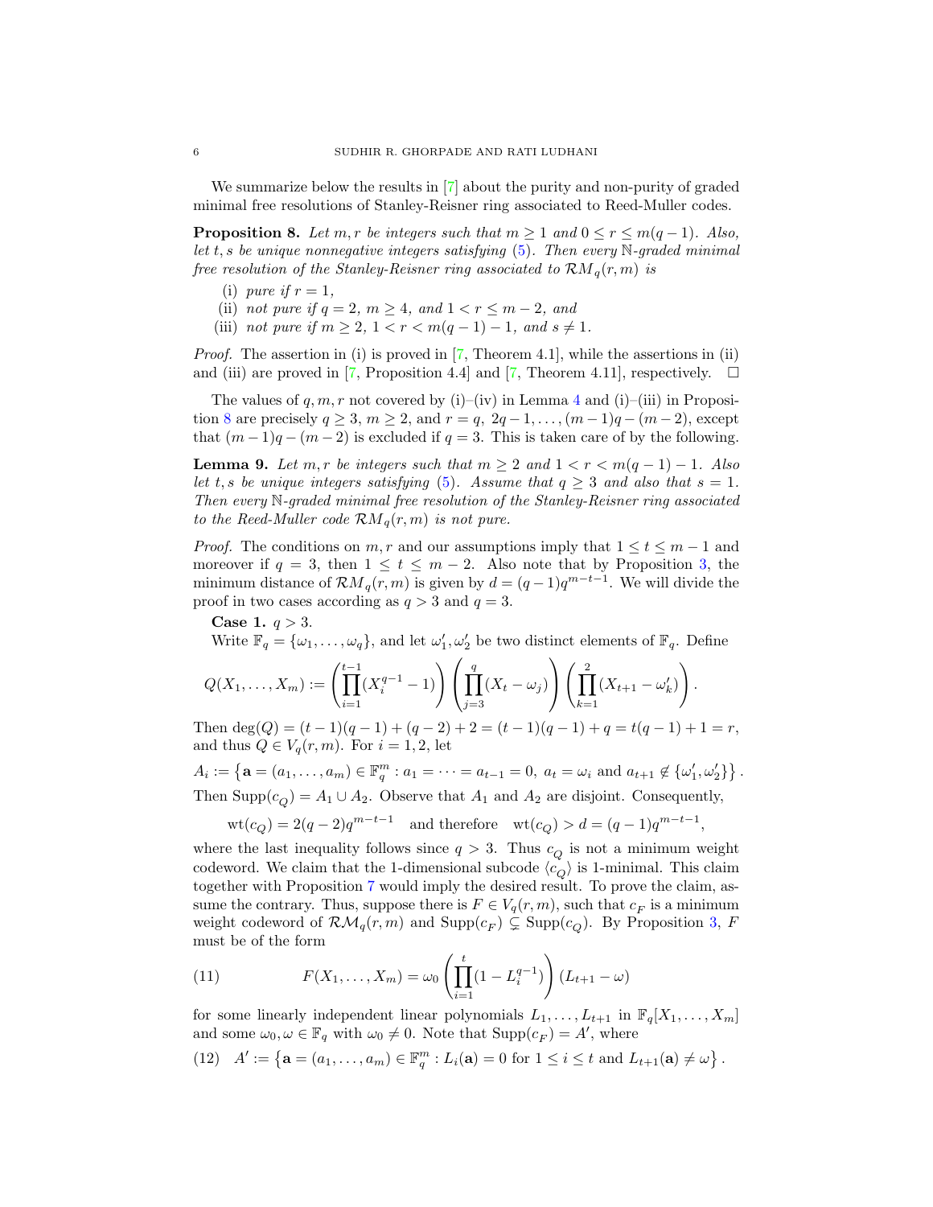We summarize below the results in [7] about the purity and non-purity of graded minimal free resolutions of Stanley-Reisner ring associated to Reed-Muller codes.

**Proposition 8.** *Let $m, r$ be integers such that $m \geq 1$ and $0 \leq r \leq m(q-1)$. Also, let $t, s$ be unique nonnegative integers satisfying (5). Then every $\mathbb{N}$-graded minimal free resolution of the Stanley-Reisner ring associated to $\mathcal{RM}_q(r,m)$ is*

- (i) *pure if $r = 1$,*
- (ii) *not pure if $q = 2$, $m \geq 4$, and $1 < r \leq m-2$, and*
- (iii) *not pure if $m \geq 2$, $1 < r < m(q-1)-1$, and $s \neq 1$.*

*Proof.* The assertion in (i) is proved in [7, Theorem 4.1], while the assertions in (ii) and (iii) are proved in [7, Proposition 4.4] and [7, Theorem 4.11], respectively. □

The values of $q, m, r$ not covered by (i)–(iv) in Lemma 4 and (i)–(iii) in Proposition 8 are precisely $q \geq 3$, $m \geq 2$, and $r = q,\ 2q-1, \ldots, (m-1)q-(m-2)$, except that $(m-1)q-(m-2)$ is excluded if $q = 3$. This is taken care of by the following.

**Lemma 9.** *Let $m, r$ be integers such that $m \geq 2$ and $1 < r < m(q-1)-1$. Also let $t, s$ be unique integers satisfying (5). Assume that $q \geq 3$ and also that $s = 1$. Then every $\mathbb{N}$-graded minimal free resolution of the Stanley-Reisner ring associated to the Reed-Muller code $\mathcal{RM}_q(r,m)$ is not pure.*

*Proof.* The conditions on $m, r$ and our assumptions imply that $1 \leq t \leq m-1$ and moreover if $q = 3$, then $1 \leq t \leq m-2$. Also note that by Proposition 3, the minimum distance of $\mathcal{RM}_q(r,m)$ is given by $d = (q-1)q^{m-t-1}$. We will divide the proof in two cases according as $q > 3$ and $q = 3$.

**Case 1.** $q > 3$.

Write $\mathbb{F}_q = \{\omega_1, \ldots, \omega_q\}$, and let $\omega_1', \omega_2'$ be two distinct elements of $\mathbb{F}_q$. Define

$$Q(X_1, \ldots, X_m) := \left( \prod_{i=1}^{t-1} (X_i^{q-1} - 1) \right) \left( \prod_{j=3}^{q} (X_t - \omega_j) \right) \left( \prod_{k=1}^{2} (X_{t+1} - \omega_k') \right).$$

Then $\deg(Q) = (t-1)(q-1) + (q-2) + 2 = (t-1)(q-1) + q = t(q-1) + 1 = r$, and thus $Q \in V_q(r,m)$. For $i = 1, 2$, let

$$A_i := \left\{ \mathbf{a} = (a_1, \ldots, a_m) \in \mathbb{F}_q^m : a_1 = \cdots = a_{t-1} = 0,\ a_t = \omega_i \text{ and } a_{t+1} \notin \{\omega_1', \omega_2'\} \right\}.$$

Then $\mathrm{Supp}(c_Q) = A_1 \cup A_2$. Observe that $A_1$ and $A_2$ are disjoint. Consequently,

$$\mathrm{wt}(c_Q) = 2(q-2)q^{m-t-1} \quad \text{and therefore} \quad \mathrm{wt}(c_Q) > d = (q-1)q^{m-t-1},$$

where the last inequality follows since $q > 3$. Thus $c_Q$ is not a minimum weight codeword. We claim that the 1-dimensional subcode $\langle c_Q \rangle$ is 1-minimal. This claim together with Proposition 7 would imply the desired result. To prove the claim, assume the contrary. Thus, suppose there is $F \in V_q(r,m)$, such that $c_F$ is a minimum weight codeword of $\mathcal{RM}_q(r,m)$ and $\mathrm{Supp}(c_F) \subsetneq \mathrm{Supp}(c_Q)$. By Proposition 3, $F$ must be of the form

$$F(X_1, \ldots, X_m) = \omega_0 \left( \prod_{i=1}^{t} (1 - L_i^{q-1}) \right) (L_{t+1} - \omega) \tag{11}$$

for some linearly independent linear polynomials $L_1, \ldots, L_{t+1}$ in $\mathbb{F}_q[X_1, \ldots, X_m]$ and some $\omega_0, \omega \in \mathbb{F}_q$ with $\omega_0 \neq 0$. Note that $\mathrm{Supp}(c_F) = A'$, where

$$A' := \left\{ \mathbf{a} = (a_1, \ldots, a_m) \in \mathbb{F}_q^m : L_i(\mathbf{a}) = 0 \text{ for } 1 \leq i \leq t \text{ and } L_{t+1}(\mathbf{a}) \neq \omega \right\}. \tag{12}$$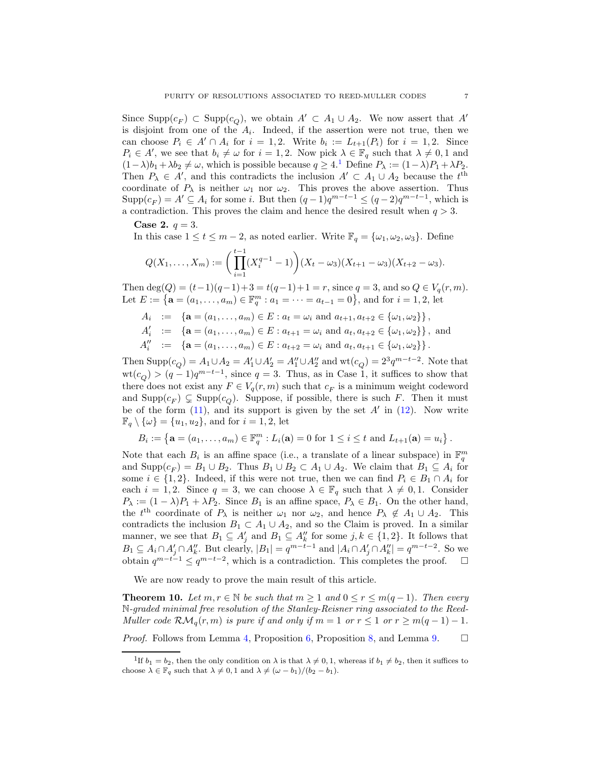Since $\mathrm{Supp}(c_F) \subset \mathrm{Supp}(c_Q)$, we obtain $A' \subset A_1 \cup A_2$. We now assert that $A'$ is disjoint from one of the $A_i$. Indeed, if the assertion were not true, then we can choose $P_i \in A' \cap A_i$ for $i = 1, 2$. Write $b_i := L_{t+1}(P_i)$ for $i = 1, 2$. Since $P_i \in A'$, we see that $b_i \neq \omega$ for $i = 1, 2$. Now pick $\lambda \in \mathbb{F}_q$ such that $\lambda \neq 0, 1$ and $(1-\lambda)b_1 + \lambda b_2 \neq \omega$, which is possible because $q \geq 4$.[1] Define $P_\lambda := (1-\lambda)P_1 + \lambda P_2$. Then $P_\lambda \in A'$, and this contradicts the inclusion $A' \subset A_1 \cup A_2$ because the $t^{\text{th}}$ coordinate of $P_\lambda$ is neither $\omega_1$ nor $\omega_2$. This proves the above assertion. Thus $\mathrm{Supp}(c_F) = A' \subseteq A_i$ for some $i$. But then $(q-1)q^{m-t-1} \leq (q-2)q^{m-t-1}$, which is a contradiction. This proves the claim and hence the desired result when $q > 3$.

**Case 2.** $q = 3$.

In this case $1 \leq t \leq m-2$, as noted earlier. Write $\mathbb{F}_q = \{\omega_1, \omega_2, \omega_3\}$. Define

$$Q(X_1, \ldots, X_m) := \left(\prod_{i=1}^{t-1}(X_i^{q-1} - 1)\right)(X_t - \omega_3)(X_{t+1} - \omega_3)(X_{t+2} - \omega_3).$$

Then $\deg(Q) = (t-1)(q-1) + 3 = t(q-1) + 1 = r$, since $q = 3$, and so $Q \in V_q(r, m)$. Let $E := \left\{\mathbf{a} = (a_1, \ldots, a_m) \in \mathbb{F}_q^m : a_1 = \cdots = a_{t-1} = 0\right\}$, and for $i = 1, 2$, let

$$\begin{aligned}
A_i &:= \{\mathbf{a} = (a_1, \ldots, a_m) \in E : a_t = \omega_i \text{ and } a_{t+1}, a_{t+2} \in \{\omega_1, \omega_2\}\}, \\
A_i' &:= \{\mathbf{a} = (a_1, \ldots, a_m) \in E : a_{t+1} = \omega_i \text{ and } a_t, a_{t+2} \in \{\omega_1, \omega_2\}\}, \text{ and} \\
A_i'' &:= \{\mathbf{a} = (a_1, \ldots, a_m) \in E : a_{t+2} = \omega_i \text{ and } a_t, a_{t+1} \in \{\omega_1, \omega_2\}\}.
\end{aligned}$$

Then $\mathrm{Supp}(c_Q) = A_1 \cup A_2 = A_1' \cup A_2' = A_1'' \cup A_2''$ and $\mathrm{wt}(c_Q) = 2^3 q^{m-t-2}$. Note that $\mathrm{wt}(c_Q) > (q-1)q^{m-t-1}$, since $q = 3$. Thus, as in Case 1, it suffices to show that there does not exist any $F \in V_q(r, m)$ such that $c_F$ is a minimum weight codeword and $\mathrm{Supp}(c_F) \subsetneq \mathrm{Supp}(c_Q)$. Suppose, if possible, there is such $F$. Then it must be of the form (11), and its support is given by the set $A'$ in (12). Now write $\mathbb{F}_q \setminus \{\omega\} = \{u_1, u_2\}$, and for $i = 1, 2$, let

$$B_i := \left\{\mathbf{a} = (a_1, \ldots, a_m) \in \mathbb{F}_q^m : L_i(\mathbf{a}) = 0 \text{ for } 1 \leq i \leq t \text{ and } L_{t+1}(\mathbf{a}) = u_i\right\}.$$

Note that each $B_i$ is an affine space (i.e., a translate of a linear subspace) in $\mathbb{F}_q^m$ and $\mathrm{Supp}(c_F) = B_1 \cup B_2$. Thus $B_1 \cup B_2 \subset A_1 \cup A_2$. We claim that $B_1 \subseteq A_i$ for some $i \in \{1, 2\}$. Indeed, if this were not true, then we can find $P_i \in B_1 \cap A_i$ for each $i = 1, 2$. Since $q = 3$, we can choose $\lambda \in \mathbb{F}_q$ such that $\lambda \neq 0, 1$. Consider $P_\lambda := (1-\lambda)P_1 + \lambda P_2$. Since $B_1$ is an affine space, $P_\lambda \in B_1$. On the other hand, the $t^{\text{th}}$ coordinate of $P_\lambda$ is neither $\omega_1$ nor $\omega_2$, and hence $P_\lambda \notin A_1 \cup A_2$. This contradicts the inclusion $B_1 \subset A_1 \cup A_2$, and so the Claim is proved. In a similar manner, we see that $B_1 \subseteq A_j'$ and $B_1 \subseteq A_k''$ for some $j, k \in \{1, 2\}$. It follows that $B_1 \subseteq A_i \cap A_j' \cap A_k''$. But clearly, $|B_1| = q^{m-t-1}$ and $|A_i \cap A_j' \cap A_k''| = q^{m-t-2}$. So we obtain $q^{m-t-1} \leq q^{m-t-2}$, which is a contradiction. This completes the proof. $\square$

We are now ready to prove the main result of this article.

**Theorem 10.** *Let $m, r \in \mathbb{N}$ be such that $m \geq 1$ and $0 \leq r \leq m(q-1)$. Then every $\mathbb{N}$-graded minimal free resolution of the Stanley-Reisner ring associated to the Reed-Muller code $\mathcal{RM}_q(r, m)$ is pure if and only if $m = 1$ or $r \leq 1$ or $r \geq m(q-1) - 1$.*

*Proof.* Follows from Lemma 4, Proposition 6, Proposition 8, and Lemma 9. $\square$

---

[1] If $b_1 = b_2$, then the only condition on $\lambda$ is that $\lambda \neq 0, 1$, whereas if $b_1 \neq b_2$, then it suffices to choose $\lambda \in \mathbb{F}_q$ such that $\lambda \neq 0, 1$ and $\lambda \neq (\omega - b_1)/(b_2 - b_1)$.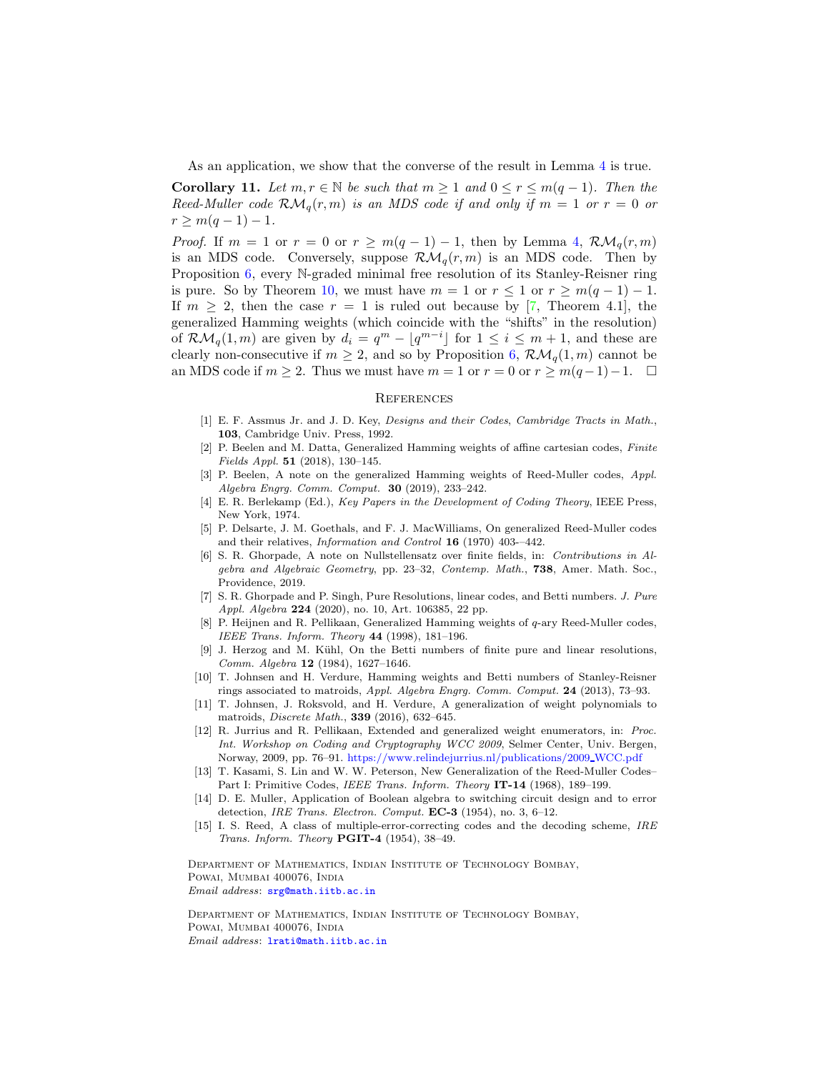As an application, we show that the converse of the result in Lemma 4 is true.

**Corollary 11.** *Let $m, r \in \mathbb{N}$ be such that $m \geq 1$ and $0 \leq r \leq m(q-1)$. Then the Reed-Muller code $\mathcal{RM}_q(r, m)$ is an MDS code if and only if $m = 1$ or $r = 0$ or $r \geq m(q-1) - 1$.*

*Proof.* If $m = 1$ or $r = 0$ or $r \geq m(q-1) - 1$, then by Lemma 4, $\mathcal{RM}_q(r, m)$ is an MDS code. Conversely, suppose $\mathcal{RM}_q(r, m)$ is an MDS code. Then by Proposition 6, every $\mathbb{N}$-graded minimal free resolution of its Stanley-Reisner ring is pure. So by Theorem 10, we must have $m = 1$ or $r \leq 1$ or $r \geq m(q-1) - 1$. If $m \geq 2$, then the case $r = 1$ is ruled out because by [7, Theorem 4.1], the generalized Hamming weights (which coincide with the "shifts" in the resolution) of $\mathcal{RM}_q(1, m)$ are given by $d_i = q^m - \lfloor q^{m-i} \rfloor$ for $1 \leq i \leq m+1$, and these are clearly non-consecutive if $m \geq 2$, and so by Proposition 6, $\mathcal{RM}_q(1, m)$ cannot be an MDS code if $m \geq 2$. Thus we must have $m = 1$ or $r = 0$ or $r \geq m(q-1) - 1$. $\square$

## References

[1] E. F. Assmus Jr. and J. D. Key, *Designs and their Codes*, *Cambridge Tracts in Math.*, **103**, Cambridge Univ. Press, 1992.

[2] P. Beelen and M. Datta, Generalized Hamming weights of affine cartesian codes, *Finite Fields Appl.* **51** (2018), 130–145.

[3] P. Beelen, A note on the generalized Hamming weights of Reed-Muller codes, *Appl. Algebra Engrg. Comm. Comput.* **30** (2019), 233–242.

[4] E. R. Berlekamp (Ed.), *Key Papers in the Development of Coding Theory*, IEEE Press, New York, 1974.

[5] P. Delsarte, J. M. Goethals, and F. J. MacWilliams, On generalized Reed-Muller codes and their relatives, *Information and Control* **16** (1970) 403-–442.

[6] S. R. Ghorpade, A note on Nullstellensatz over finite fields, in: *Contributions in Algebra and Algebraic Geometry*, pp. 23–32, *Contemp. Math.*, **738**, Amer. Math. Soc., Providence, 2019.

[7] S. R. Ghorpade and P. Singh, Pure Resolutions, linear codes, and Betti numbers. *J. Pure Appl. Algebra* **224** (2020), no. 10, Art. 106385, 22 pp.

[8] P. Heijnen and R. Pellikaan, Generalized Hamming weights of $q$-ary Reed-Muller codes, *IEEE Trans. Inform. Theory* **44** (1998), 181–196.

[9] J. Herzog and M. Kühl, On the Betti numbers of finite pure and linear resolutions, *Comm. Algebra* **12** (1984), 1627–1646.

[10] T. Johnsen and H. Verdure, Hamming weights and Betti numbers of Stanley-Reisner rings associated to matroids, *Appl. Algebra Engrg. Comm. Comput.* **24** (2013), 73–93.

[11] T. Johnsen, J. Roksvold, and H. Verdure, A generalization of weight polynomials to matroids, *Discrete Math.*, **339** (2016), 632–645.

[12] R. Jurrius and R. Pellikaan, Extended and generalized weight enumerators, in: *Proc. Int. Workshop on Coding and Cryptography WCC 2009*, Selmer Center, Univ. Bergen, Norway, 2009, pp. 76–91. https://www.relindejurrius.nl/publications/2009_WCC.pdf

[13] T. Kasami, S. Lin and W. W. Peterson, New Generalization of the Reed-Muller Codes–Part I: Primitive Codes, *IEEE Trans. Inform. Theory* **IT-14** (1968), 189–199.

[14] D. E. Muller, Application of Boolean algebra to switching circuit design and to error detection, *IRE Trans. Electron. Comput.* **EC-3** (1954), no. 3, 6–12.

[15] I. S. Reed, A class of multiple-error-correcting codes and the decoding scheme, *IRE Trans. Inform. Theory* **PGIT-4** (1954), 38–49.

Department of Mathematics, Indian Institute of Technology Bombay,
Powai, Mumbai 400076, India
*Email address*: srg@math.iitb.ac.in

Department of Mathematics, Indian Institute of Technology Bombay,
Powai, Mumbai 400076, India
*Email address*: lrati@math.iitb.ac.in